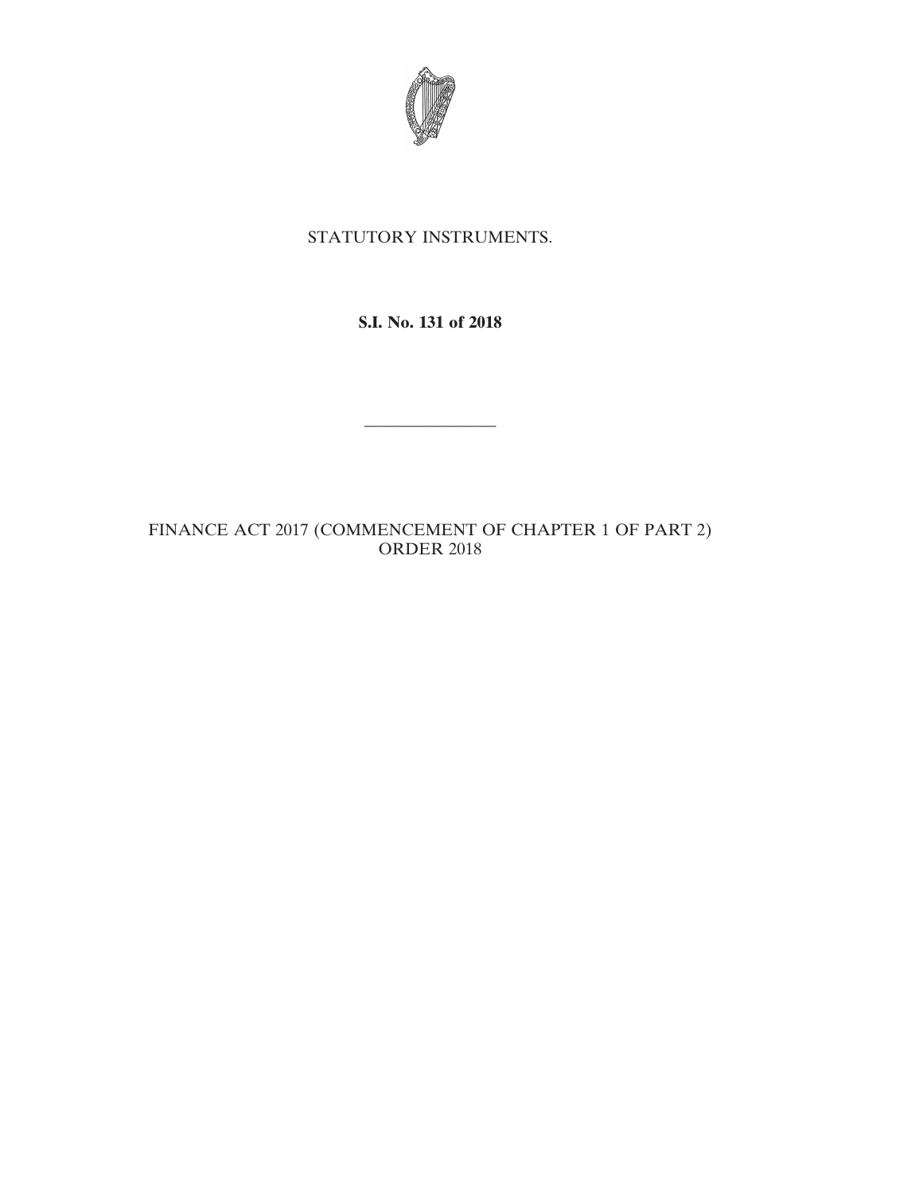STATUTORY INSTRUMENTS.

**S.I. No. 131 of 2018**

---

FINANCE ACT 2017 (COMMENCEMENT OF CHAPTER 1 OF PART 2) ORDER 2018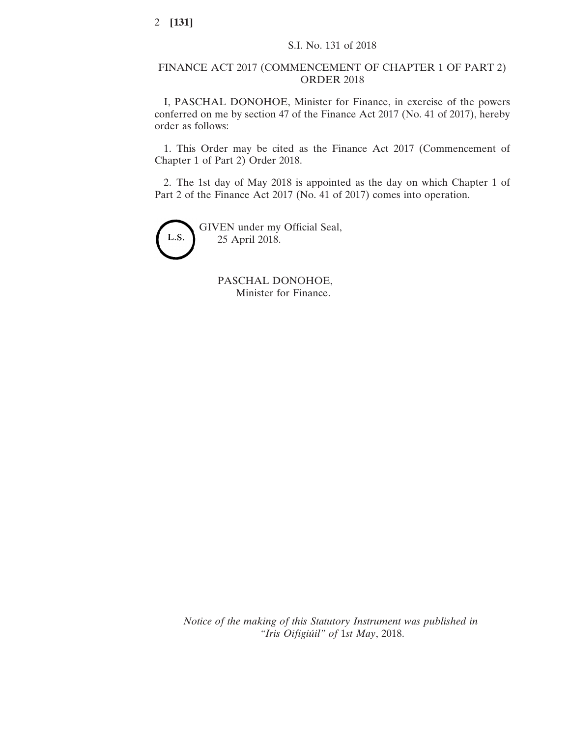S.I. No. 131 of 2018

# FINANCE ACT 2017 (COMMENCEMENT OF CHAPTER 1 OF PART 2) ORDER 2018

I, PASCHAL DONOHOE, Minister for Finance, in exercise of the powers conferred on me by section 47 of the Finance Act 2017 (No. 41 of 2017), hereby order as follows:

1. This Order may be cited as the Finance Act 2017 (Commencement of Chapter 1 of Part 2) Order 2018.

2. The 1st day of May 2018 is appointed as the day on which Chapter 1 of Part 2 of the Finance Act 2017 (No. 41 of 2017) comes into operation.

L.S.

GIVEN under my Official Seal,
25 April 2018.

PASCHAL DONOHOE,
Minister for Finance.

*Notice of the making of this Statutory Instrument was published in "Iris Oifigiúil" of* 1*st May*, 2018.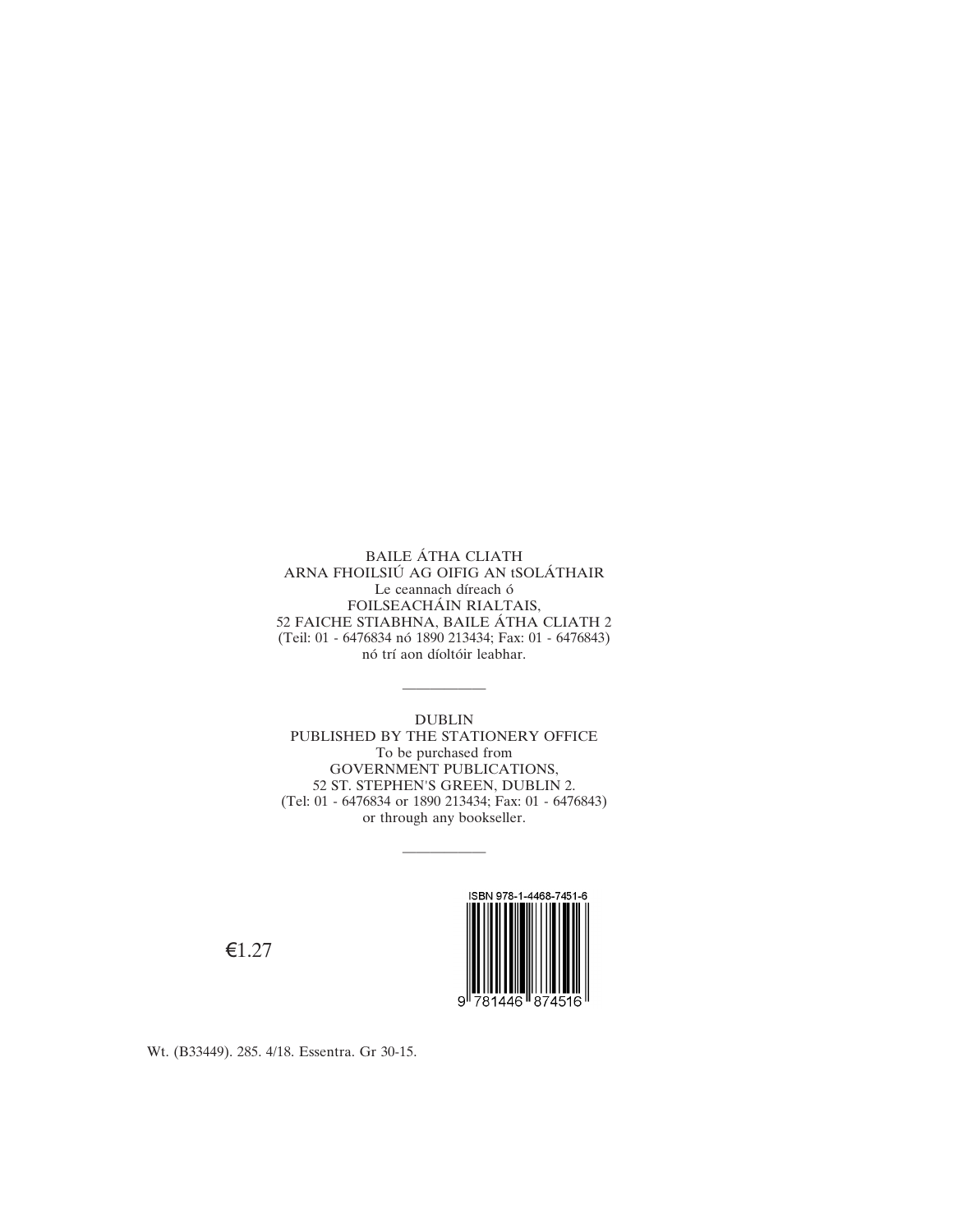BAILE ÁTHA CLIATH
ARNA FHOILSIÚ AG OIFIG AN tSOLÁTHAIR
Le ceannach díreach ó
FOILSEACHÁIN RIALTAIS,
52 FAICHE STIABHNA, BAILE ÁTHA CLIATH 2
(Teil: 01 - 6476834 nó 1890 213434; Fax: 01 - 6476843)
nó trí aon díoltóir leabhar.

---

DUBLIN
PUBLISHED BY THE STATIONERY OFFICE
To be purchased from
GOVERNMENT PUBLICATIONS,
52 ST. STEPHEN'S GREEN, DUBLIN 2.
(Tel: 01 - 6476834 or 1890 213434; Fax: 01 - 6476843)
or through any bookseller.

---

€1.27

ISBN 978-1-4468-7451-6

9 781446 874516

Wt. (B33449). 285. 4/18. Essentra. Gr 30-15.